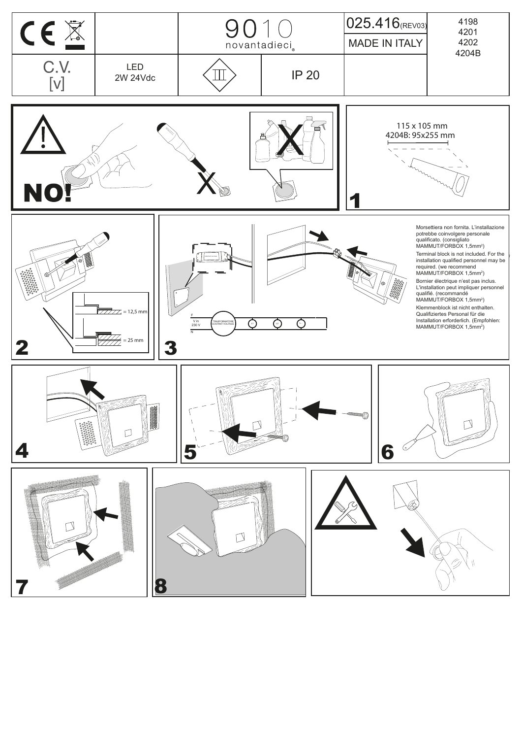| CE | | 9010 novantadieci® | | 025.416(REV03) | 4198 4201 4202 4204B |
|---|---|---|---|---|---|
| | | | | MADE IN ITALY | |
| C.V. [v] | LED 2W 24Vdc | III | IP 20 | | |

NO!

1

115 x 105 mm
4204B: 95x255 mm

2

≈ 12,5 mm

≈ 25 mm

3

F
V in 230 V
N
TRASFORMATORE COSTANT VOLTAGE
L1 L2 L

Morsettiera non fornita. L'installazione potrebbe coinvolgere personale qualificato. (consigliato MAMMUT/FORBOX 1,5mm²)

Terminal block is not included. For the installation qualified personnel may be required. (we recommend MAMMUT/FORBOX 1,5mm²)

Bornier électrique n'est pas inclus. L'installation peut impliquer personnel qualifié. (recommandé MAMMUT/FORBOX 1,5mm²)

Klemmenblock ist nicht enthalten. Qualifiziertes Personal für die Installation erforderlich. (Empfohlen: MAMMUT/FORBOX 1,5mm²)

4

5

6

7

8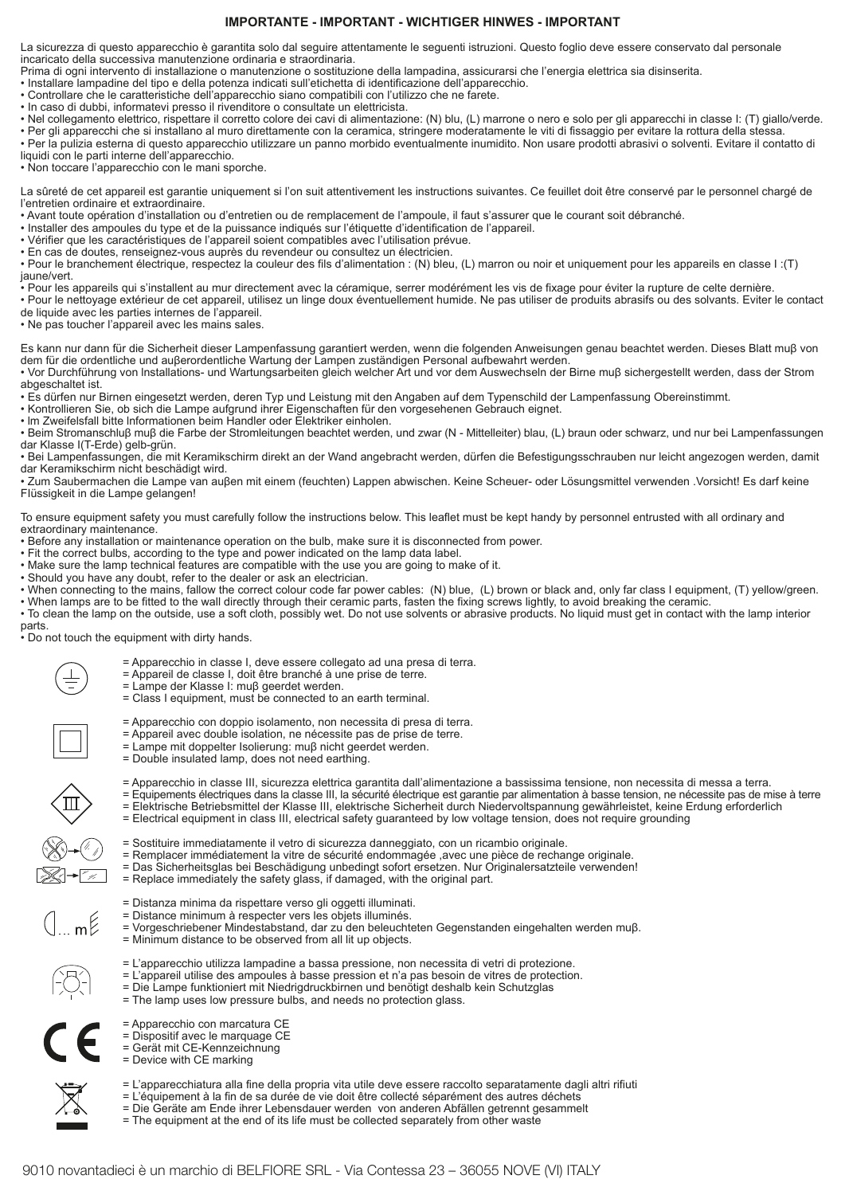# IMPORTANTE - IMPORTANT - WICHTIGER HINWES - IMPORTANT

La sicurezza di questo apparecchio è garantita solo dal seguire attentamente le seguenti istruzioni. Questo foglio deve essere conservato dal personale incaricato della successiva manutenzione ordinaria e straordinaria.
Prima di ogni intervento di installazione o manutenzione o sostituzione della lampadina, assicurarsi che l'energia elettrica sia disinserita.

- Installare lampadine del tipo e della potenza indicati sull'etichetta di identificazione dell'apparecchio.
- Controllare che le caratteristiche dell'apparecchio siano compatibili con l'utilizzo che ne farete.
- In caso di dubbi, informatevi presso il rivenditore o consultate un elettricista.
- Nel collegamento elettrico, rispettare il corretto colore dei cavi di alimentazione: (N) blu, (L) marrone o nero e solo per gli apparecchi in classe I: (T) giallo/verde.
- Per gli apparecchi che si installano al muro direttamente con la ceramica, stringere moderatamente le viti di fissaggio per evitare la rottura della stessa.
- Per la pulizia esterna di questo apparecchio utilizzare un panno morbido eventualmente inumidito. Non usare prodotti abrasivi o solventi. Evitare il contatto di liquidi con le parti interne dell'apparecchio.
- Non toccare l'apparecchio con le mani sporche.

La sûreté de cet appareil est garantie uniquement si l'on suit attentivement les instructions suivantes. Ce feuillet doit être conservé par le personnel chargé de l'entretien ordinaire et extraordinaire.

- Avant toute opération d'installation ou d'entretien ou de remplacement de l'ampoule, il faut s'assurer que le courant soit débranché.
- Installer des ampoules du type et de la puissance indiqués sur l'étiquette d'identification de l'appareil.
- Vérifier que les caractéristiques de l'appareil soient compatibles avec l'utilisation prévue.
- En cas de doutes, renseignez-vous auprès du revendeur ou consultez un électricien.
- Pour le branchement électrique, respectez la couleur des fils d'alimentation : (N) bleu, (L) marron ou noir et uniquement pour les appareils en classe I :(T) jaune/vert.
- Pour les appareils qui s'installent au mur directement avec la céramique, serrer modérément les vis de fixage pour éviter la rupture de celte dernière.
- Pour le nettoyage extérieur de cet appareil, utilisez un linge doux éventuellement humide. Ne pas utiliser de produits abrasifs ou des solvants. Eviter le contact de liquide avec les parties internes de l'appareil.
- Ne pas toucher l'appareil avec les mains sales.

Es kann nur dann für die Sicherheit dieser Lampenfassung garantiert werden, wenn die folgenden Anweisungen genau beachtet werden. Dieses Blatt muβ von dem für die ordentliche und auβerordentliche Wartung der Lampen zuständigen Personal aufbewahrt werden.

- Vor Durchführung von Installations- und Wartungsarbeiten gleich welcher Art und vor dem Auswechseln der Birne muβ sichergestellt werden, dass der Strom abgeschaltet ist.
- Es dürfen nur Birnen eingesetzt werden, deren Typ und Leistung mit den Angaben auf dem Typenschild der Lampenfassung Obereinstimmt.
- Kontrollieren Sie, ob sich die Lampe aufgrund ihrer Eigenschaften für den vorgesehenen Gebrauch eignet.
- Im Zweifelsfall bitte Informationen beim Handler oder Elektriker einholen.
- Beim Stromanschluβ muβ die Farbe der Stromleitungen beachtet werden, und zwar (N - Mittelleiter) blau, (L) braun oder schwarz, und nur bei Lampenfassungen dar Klasse I(T-Erde) gelb-grün.
- Bei Lampenfassungen, die mit Keramikschirm direkt an der Wand angebracht werden, dürfen die Befestigungsschrauben nur leicht angezogen werden, damit dar Keramikschirm nicht beschädigt wird.
- Zum Saubermachen die Lampe van auβen mit einem (feuchten) Lappen abwischen. Keine Scheuer- oder Lösungsmittel verwenden .Vorsicht! Es darf keine Flüssigkeit in die Lampe gelangen!

To ensure equipment safety you must carefully follow the instructions below. This leaflet must be kept handy by personnel entrusted with all ordinary and extraordinary maintenance.

- Before any installation or maintenance operation on the bulb, make sure it is disconnected from power.
- Fit the correct bulbs, according to the type and power indicated on the lamp data label.
- Make sure the lamp technical features are compatible with the use you are going to make of it.
- Should you have any doubt, refer to the dealer or ask an electrician.
- When connecting to the mains, fallow the correct colour code far power cables: (N) blue, (L) brown or black and, only far class I equipment, (T) yellow/green.
- When lamps are to be fitted to the wall directly through their ceramic parts, fasten the fixing screws lightly, to avoid breaking the ceramic.
- To clean the lamp on the outside, use a soft cloth, possibly wet. Do not use solvents or abrasive products. No liquid must get in contact with the lamp interior parts.
- Do not touch the equipment with dirty hands.

= Apparecchio in classe I, deve essere collegato ad una presa di terra.
= Appareil de classe I, doit être branché à une prise de terre.
= Lampe der Klasse I: muβ geerdet werden.
= Class I equipment, must be connected to an earth terminal.

= Apparecchio con doppio isolamento, non necessita di presa di terra.
= Appareil avec double isolation, ne nécessite pas de prise de terre.
= Lampe mit doppelter Isolierung: muβ nicht geerdet werden.
= Double insulated lamp, does not need earthing.

= Apparecchio in classe III, sicurezza elettrica garantita dall'alimentazione a bassissima tensione, non necessita di messa a terra.
= Equipements électriques dans la classe III, la sécurité électrique est garantie par alimentation à basse tension, ne nécessite pas de mise à terre
= Elektrische Betriebsmittel der Klasse III, elektrische Sicherheit durch Niedervoltspannung gewährleistet, keine Erdung erforderlich
= Electrical equipment in class III, electrical safety guaranteed by low voltage tension, does not require grounding

= Sostituire immediatamente il vetro di sicurezza danneggiato, con un ricambio originale.
= Remplacer immédiatement la vitre de sécurité endommagée ,avec une pièce de rechange originale.
= Das Sicherheitsglas bei Beschädigung unbedingt sofort ersetzen. Nur Originalersatzteile verwenden!
= Replace immediately the safety glass, if damaged, with the original part.

... m

= Distanza minima da rispettare verso gli oggetti illuminati.
= Distance minimum à respecter vers les objets illuminés.
= Vorgeschriebener Mindestabstand, dar zu den beleuchteten Gegenstanden eingehalten werden muβ.
= Minimum distance to be observed from all lit up objects.

= L'apparecchio utilizza lampadine a bassa pressione, non necessita di vetri di protezione.
= L'appareil utilise des ampoules à basses pression et n'a pas besoin de vitres de protection.
= Die Lampe funktioniert mit Niedrigdruckbirnen und benötigt deshalb kein Schutzglas
= The lamp uses low pressure bulbs, and needs no protection glass.

CE

= Apparecchio con marcatura CE
= Dispositif avec le marquage CE
= Gerät mit CE-Kennzeichnung
= Device with CE marking

= L'apparecchiatura alla fine della propria vita utile deve essere raccolto separatamente dagli altri rifiuti
= L'équipement à la fin de sa durée de vie doit être collecté séparément des autres déchets
= Die Geräte am Ende ihrer Lebensdauer werden von anderen Abfällen getrennt gesammelt
= The equipment at the end of its life must be collected separately from other waste

9010 novantadieci è un marchio di BELFIORE SRL - Via Contessa 23 – 36055 NOVE (VI) ITALY